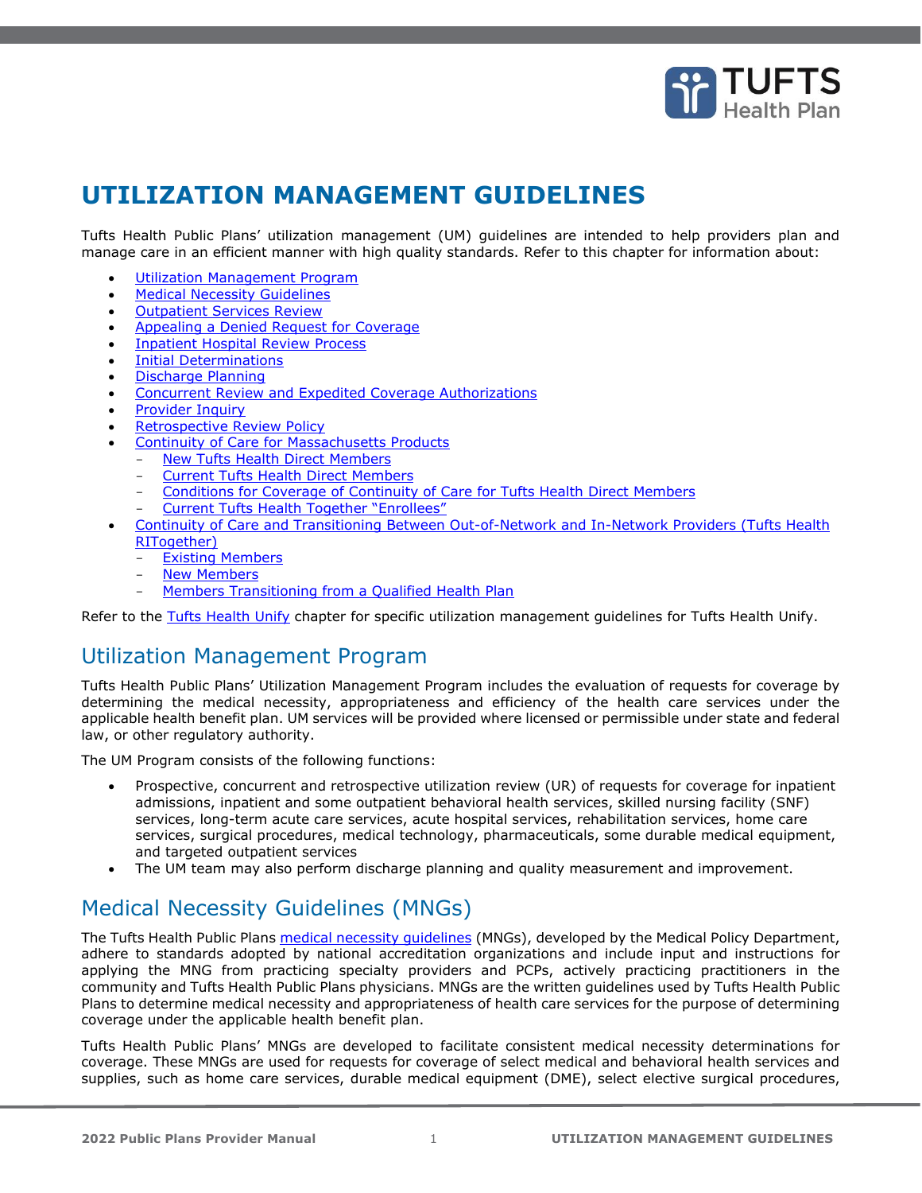# UTILIZATION MANAGEMENT GUIDELINES

Tufts Health Public Plans' utilization management (UM) guidelines are intended to help providers plan and manage care in an efficient manner with high quality standards. Refer to this chapter for information about:

- Utilization Management Program
- Medical Necessity Guidelines
- Outpatient Services Review
- Appealing a Denied Request for Coverage
- Inpatient Hospital Review Process
- Initial Determinations
- Discharge Planning
- Concurrent Review and Expedited Coverage Authorizations
- Provider Inquiry
- Retrospective Review Policy
- Continuity of Care for Massachusetts Products
  - New Tufts Health Direct Members
  - Current Tufts Health Direct Members
  - Conditions for Coverage of Continuity of Care for Tufts Health Direct Members
  - Current Tufts Health Together "Enrollees"
- Continuity of Care and Transitioning Between Out-of-Network and In-Network Providers (Tufts Health RITogether)
  - Existing Members
  - New Members
  - Members Transitioning from a Qualified Health Plan

Refer to the Tufts Health Unify chapter for specific utilization management guidelines for Tufts Health Unify.

## Utilization Management Program

Tufts Health Public Plans' Utilization Management Program includes the evaluation of requests for coverage by determining the medical necessity, appropriateness and efficiency of the health care services under the applicable health benefit plan. UM services will be provided where licensed or permissible under state and federal law, or other regulatory authority.

The UM Program consists of the following functions:

- Prospective, concurrent and retrospective utilization review (UR) of requests for coverage for inpatient admissions, inpatient and some outpatient behavioral health services, skilled nursing facility (SNF) services, long-term acute care services, acute hospital services, rehabilitation services, home care services, surgical procedures, medical technology, pharmaceuticals, some durable medical equipment, and targeted outpatient services
- The UM team may also perform discharge planning and quality measurement and improvement.

## Medical Necessity Guidelines (MNGs)

The Tufts Health Public Plans medical necessity guidelines (MNGs), developed by the Medical Policy Department, adhere to standards adopted by national accreditation organizations and include input and instructions for applying the MNG from practicing specialty providers and PCPs, actively practicing practitioners in the community and Tufts Health Public Plans physicians. MNGs are the written guidelines used by Tufts Health Public Plans to determine medical necessity and appropriateness of health care services for the purpose of determining coverage under the applicable health benefit plan.

Tufts Health Public Plans' MNGs are developed to facilitate consistent medical necessity determinations for coverage. These MNGs are used for requests for coverage of select medical and behavioral health services and supplies, such as home care services, durable medical equipment (DME), select elective surgical procedures,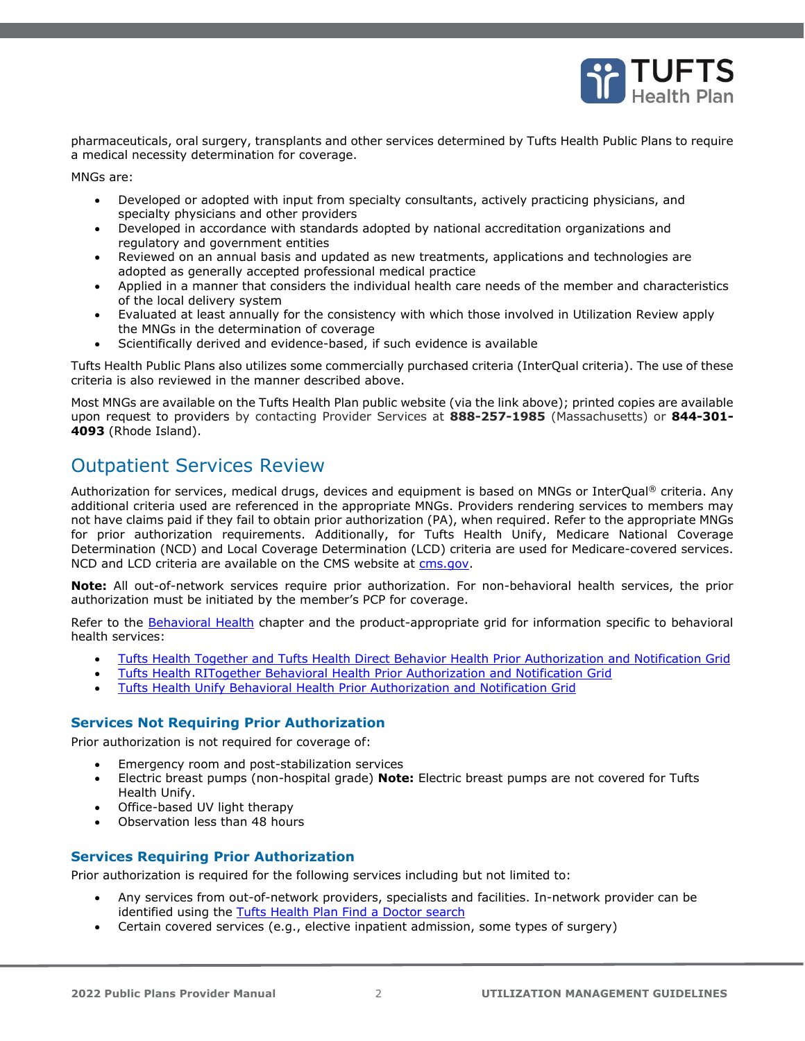pharmaceuticals, oral surgery, transplants and other services determined by Tufts Health Public Plans to require a medical necessity determination for coverage.

MNGs are:

- Developed or adopted with input from specialty consultants, actively practicing physicians, and specialty physicians and other providers
- Developed in accordance with standards adopted by national accreditation organizations and regulatory and government entities
- Reviewed on an annual basis and updated as new treatments, applications and technologies are adopted as generally accepted professional medical practice
- Applied in a manner that considers the individual health care needs of the member and characteristics of the local delivery system
- Evaluated at least annually for the consistency with which those involved in Utilization Review apply the MNGs in the determination of coverage
- Scientifically derived and evidence-based, if such evidence is available

Tufts Health Public Plans also utilizes some commercially purchased criteria (InterQual criteria). The use of these criteria is also reviewed in the manner described above.

Most MNGs are available on the Tufts Health Plan public website (via the link above); printed copies are available upon request to providers by contacting Provider Services at **888-257-1985** (Massachusetts) or **844-301-4093** (Rhode Island).

## Outpatient Services Review

Authorization for services, medical drugs, devices and equipment is based on MNGs or InterQual® criteria. Any additional criteria used are referenced in the appropriate MNGs. Providers rendering services to members may not have claims paid if they fail to obtain prior authorization (PA), when required. Refer to the appropriate MNGs for prior authorization requirements. Additionally, for Tufts Health Unify, Medicare National Coverage Determination (NCD) and Local Coverage Determination (LCD) criteria are used for Medicare-covered services. NCD and LCD criteria are available on the CMS website at cms.gov.

**Note:** All out-of-network services require prior authorization. For non-behavioral health services, the prior authorization must be initiated by the member's PCP for coverage.

Refer to the Behavioral Health chapter and the product-appropriate grid for information specific to behavioral health services:

- Tufts Health Together and Tufts Health Direct Behavior Health Prior Authorization and Notification Grid
- Tufts Health RITogether Behavioral Health Prior Authorization and Notification Grid
- Tufts Health Unify Behavioral Health Prior Authorization and Notification Grid

### Services Not Requiring Prior Authorization

Prior authorization is not required for coverage of:

- Emergency room and post-stabilization services
- Electric breast pumps (non-hospital grade) **Note:** Electric breast pumps are not covered for Tufts Health Unify.
- Office-based UV light therapy
- Observation less than 48 hours

### Services Requiring Prior Authorization

Prior authorization is required for the following services including but not limited to:

- Any services from out-of-network providers, specialists and facilities. In-network provider can be identified using the Tufts Health Plan Find a Doctor search
- Certain covered services (e.g., elective inpatient admission, some types of surgery)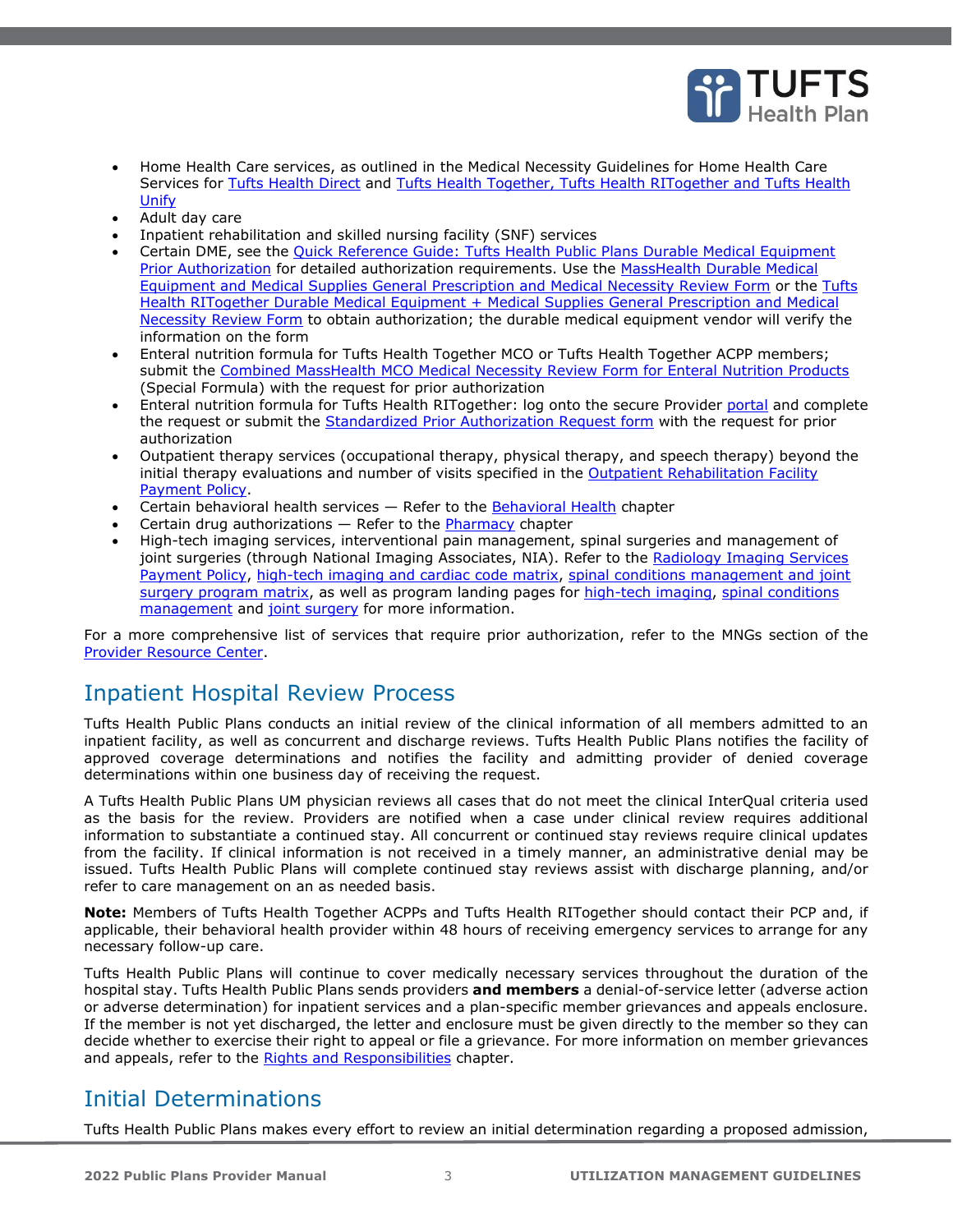- Home Health Care services, as outlined in the Medical Necessity Guidelines for Home Health Care Services for Tufts Health Direct and Tufts Health Together, Tufts Health RITogether and Tufts Health Unify
- Adult day care
- Inpatient rehabilitation and skilled nursing facility (SNF) services
- Certain DME, see the Quick Reference Guide: Tufts Health Public Plans Durable Medical Equipment Prior Authorization for detailed authorization requirements. Use the MassHealth Durable Medical Equipment and Medical Supplies General Prescription and Medical Necessity Review Form or the Tufts Health RITogether Durable Medical Equipment + Medical Supplies General Prescription and Medical Necessity Review Form to obtain authorization; the durable medical equipment vendor will verify the information on the form
- Enteral nutrition formula for Tufts Health Together MCO or Tufts Health Together ACPP members; submit the Combined MassHealth MCO Medical Necessity Review Form for Enteral Nutrition Products (Special Formula) with the request for prior authorization
- Enteral nutrition formula for Tufts Health RITogether: log onto the secure Provider portal and complete the request or submit the Standardized Prior Authorization Request form with the request for prior authorization
- Outpatient therapy services (occupational therapy, physical therapy, and speech therapy) beyond the initial therapy evaluations and number of visits specified in the Outpatient Rehabilitation Facility Payment Policy.
- Certain behavioral health services — Refer to the Behavioral Health chapter
- Certain drug authorizations — Refer to the Pharmacy chapter
- High-tech imaging services, interventional pain management, spinal surgeries and management of joint surgeries (through National Imaging Associates, NIA). Refer to the Radiology Imaging Services Payment Policy, high-tech imaging and cardiac code matrix, spinal conditions management and joint surgery program matrix, as well as program landing pages for high-tech imaging, spinal conditions management and joint surgery for more information.

For a more comprehensive list of services that require prior authorization, refer to the MNGs section of the Provider Resource Center.

## Inpatient Hospital Review Process

Tufts Health Public Plans conducts an initial review of the clinical information of all members admitted to an inpatient facility, as well as concurrent and discharge reviews. Tufts Health Public Plans notifies the facility of approved coverage determinations and notifies the facility and admitting provider of denied coverage determinations within one business day of receiving the request.

A Tufts Health Public Plans UM physician reviews all cases that do not meet the clinical InterQual criteria used as the basis for the review. Providers are notified when a case under clinical review requires additional information to substantiate a continued stay. All concurrent or continued stay reviews require clinical updates from the facility. If clinical information is not received in a timely manner, an administrative denial may be issued. Tufts Health Public Plans will complete continued stay reviews assist with discharge planning, and/or refer to care management on an as needed basis.

**Note:** Members of Tufts Health Together ACPPs and Tufts Health RITogether should contact their PCP and, if applicable, their behavioral health provider within 48 hours of receiving emergency services to arrange for any necessary follow-up care.

Tufts Health Public Plans will continue to cover medically necessary services throughout the duration of the hospital stay. Tufts Health Public Plans sends providers **and members** a denial-of-service letter (adverse action or adverse determination) for inpatient services and a plan-specific member grievances and appeals enclosure. If the member is not yet discharged, the letter and enclosure must be given directly to the member so they can decide whether to exercise their right to appeal or file a grievance. For more information on member grievances and appeals, refer to the Rights and Responsibilities chapter.

## Initial Determinations

Tufts Health Public Plans makes every effort to review an initial determination regarding a proposed admission,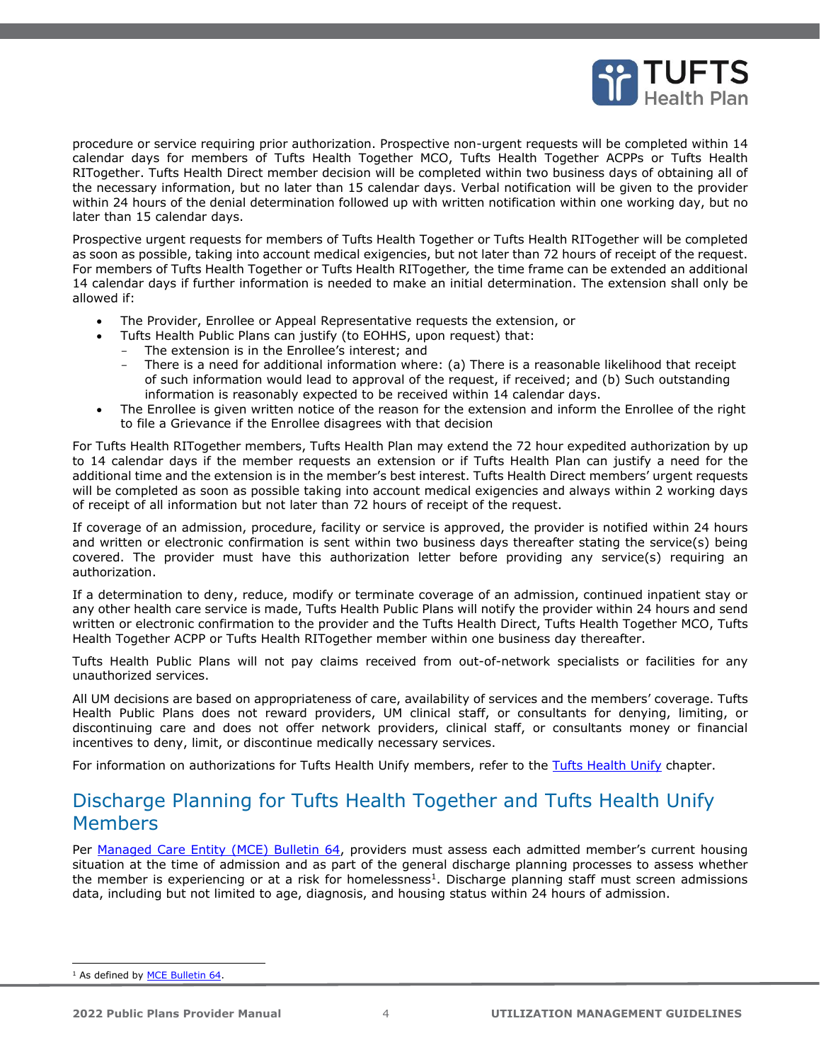procedure or service requiring prior authorization. Prospective non-urgent requests will be completed within 14 calendar days for members of Tufts Health Together MCO, Tufts Health Together ACPPs or Tufts Health RITogether. Tufts Health Direct member decision will be completed within two business days of obtaining all of the necessary information, but no later than 15 calendar days. Verbal notification will be given to the provider within 24 hours of the denial determination followed up with written notification within one working day, but no later than 15 calendar days.

Prospective urgent requests for members of Tufts Health Together or Tufts Health RITogether will be completed as soon as possible, taking into account medical exigencies, but not later than 72 hours of receipt of the request. For members of Tufts Health Together or Tufts Health RITogether*,* the time frame can be extended an additional 14 calendar days if further information is needed to make an initial determination. The extension shall only be allowed if:

- The Provider, Enrollee or Appeal Representative requests the extension, or
- Tufts Health Public Plans can justify (to EOHHS, upon request) that:
  - The extension is in the Enrollee's interest; and
  - There is a need for additional information where: (a) There is a reasonable likelihood that receipt of such information would lead to approval of the request, if received; and (b) Such outstanding information is reasonably expected to be received within 14 calendar days.
- The Enrollee is given written notice of the reason for the extension and inform the Enrollee of the right to file a Grievance if the Enrollee disagrees with that decision

For Tufts Health RITogether members, Tufts Health Plan may extend the 72 hour expedited authorization by up to 14 calendar days if the member requests an extension or if Tufts Health Plan can justify a need for the additional time and the extension is in the member's best interest. Tufts Health Direct members' urgent requests will be completed as soon as possible taking into account medical exigencies and always within 2 working days of receipt of all information but not later than 72 hours of receipt of the request.

If coverage of an admission, procedure, facility or service is approved, the provider is notified within 24 hours and written or electronic confirmation is sent within two business days thereafter stating the service(s) being covered. The provider must have this authorization letter before providing any service(s) requiring an authorization.

If a determination to deny, reduce, modify or terminate coverage of an admission, continued inpatient stay or any other health care service is made, Tufts Health Public Plans will notify the provider within 24 hours and send written or electronic confirmation to the provider and the Tufts Health Direct, Tufts Health Together MCO, Tufts Health Together ACPP or Tufts Health RITogether member within one business day thereafter.

Tufts Health Public Plans will not pay claims received from out-of-network specialists or facilities for any unauthorized services.

All UM decisions are based on appropriateness of care, availability of services and the members' coverage. Tufts Health Public Plans does not reward providers, UM clinical staff, or consultants for denying, limiting, or discontinuing care and does not offer network providers, clinical staff, or consultants money or financial incentives to deny, limit, or discontinue medically necessary services.

For information on authorizations for Tufts Health Unify members, refer to the Tufts Health Unify chapter.

## Discharge Planning for Tufts Health Together and Tufts Health Unify Members

Per Managed Care Entity (MCE) Bulletin 64, providers must assess each admitted member's current housing situation at the time of admission and as part of the general discharge planning processes to assess whether the member is experiencing or at a risk for homelessness[1]. Discharge planning staff must screen admissions data, including but not limited to age, diagnosis, and housing status within 24 hours of admission.

[1] As defined by MCE Bulletin 64.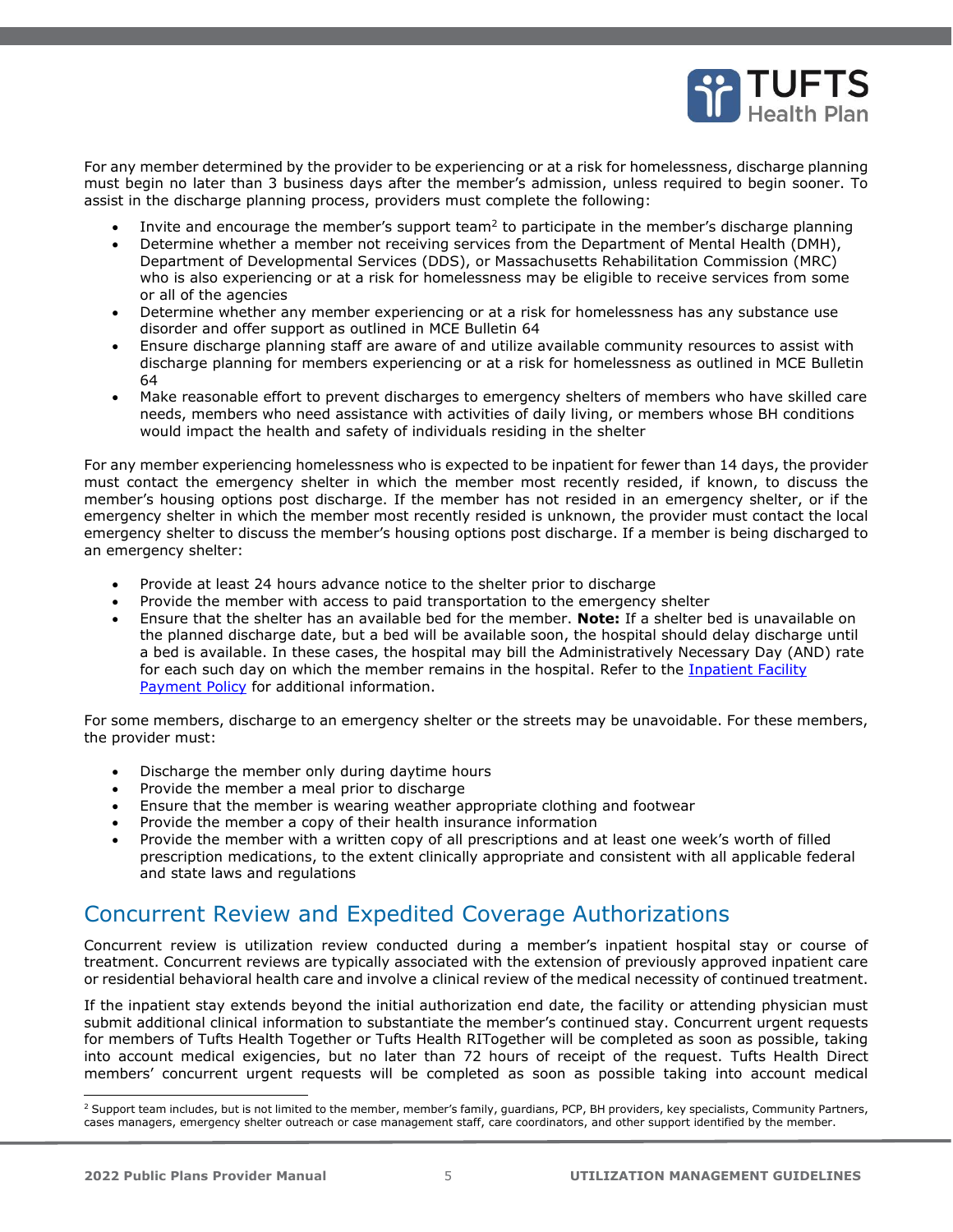For any member determined by the provider to be experiencing or at a risk for homelessness, discharge planning must begin no later than 3 business days after the member's admission, unless required to begin sooner. To assist in the discharge planning process, providers must complete the following:

- Invite and encourage the member's support team[2] to participate in the member's discharge planning
- Determine whether a member not receiving services from the Department of Mental Health (DMH), Department of Developmental Services (DDS), or Massachusetts Rehabilitation Commission (MRC) who is also experiencing or at a risk for homelessness may be eligible to receive services from some or all of the agencies
- Determine whether any member experiencing or at a risk for homelessness has any substance use disorder and offer support as outlined in MCE Bulletin 64
- Ensure discharge planning staff are aware of and utilize available community resources to assist with discharge planning for members experiencing or at a risk for homelessness as outlined in MCE Bulletin 64
- Make reasonable effort to prevent discharges to emergency shelters of members who have skilled care needs, members who need assistance with activities of daily living, or members whose BH conditions would impact the health and safety of individuals residing in the shelter

For any member experiencing homelessness who is expected to be inpatient for fewer than 14 days, the provider must contact the emergency shelter in which the member most recently resided, if known, to discuss the member's housing options post discharge. If the member has not resided in an emergency shelter, or if the emergency shelter in which the member most recently resided is unknown, the provider must contact the local emergency shelter to discuss the member's housing options post discharge. If a member is being discharged to an emergency shelter:

- Provide at least 24 hours advance notice to the shelter prior to discharge
- Provide the member with access to paid transportation to the emergency shelter
- Ensure that the shelter has an available bed for the member. **Note:** If a shelter bed is unavailable on the planned discharge date, but a bed will be available soon, the hospital should delay discharge until a bed is available. In these cases, the hospital may bill the Administratively Necessary Day (AND) rate for each such day on which the member remains in the hospital. Refer to the [Inpatient Facility Payment Policy] for additional information.

For some members, discharge to an emergency shelter or the streets may be unavoidable. For these members, the provider must:

- Discharge the member only during daytime hours
- Provide the member a meal prior to discharge
- Ensure that the member is wearing weather appropriate clothing and footwear
- Provide the member a copy of their health insurance information
- Provide the member with a written copy of all prescriptions and at least one week's worth of filled prescription medications, to the extent clinically appropriate and consistent with all applicable federal and state laws and regulations

## Concurrent Review and Expedited Coverage Authorizations

Concurrent review is utilization review conducted during a member's inpatient hospital stay or course of treatment. Concurrent reviews are typically associated with the extension of previously approved inpatient care or residential behavioral health care and involve a clinical review of the medical necessity of continued treatment.

If the inpatient stay extends beyond the initial authorization end date, the facility or attending physician must submit additional clinical information to substantiate the member's continued stay. Concurrent urgent requests for members of Tufts Health Together or Tufts Health RITogether will be completed as soon as possible, taking into account medical exigencies, but no later than 72 hours of receipt of the request. Tufts Health Direct members' concurrent urgent requests will be completed as soon as possible taking into account medical

[2] Support team includes, but is not limited to the member, member's family, guardians, PCP, BH providers, key specialists, Community Partners, cases managers, emergency shelter outreach or case management staff, care coordinators, and other support identified by the member.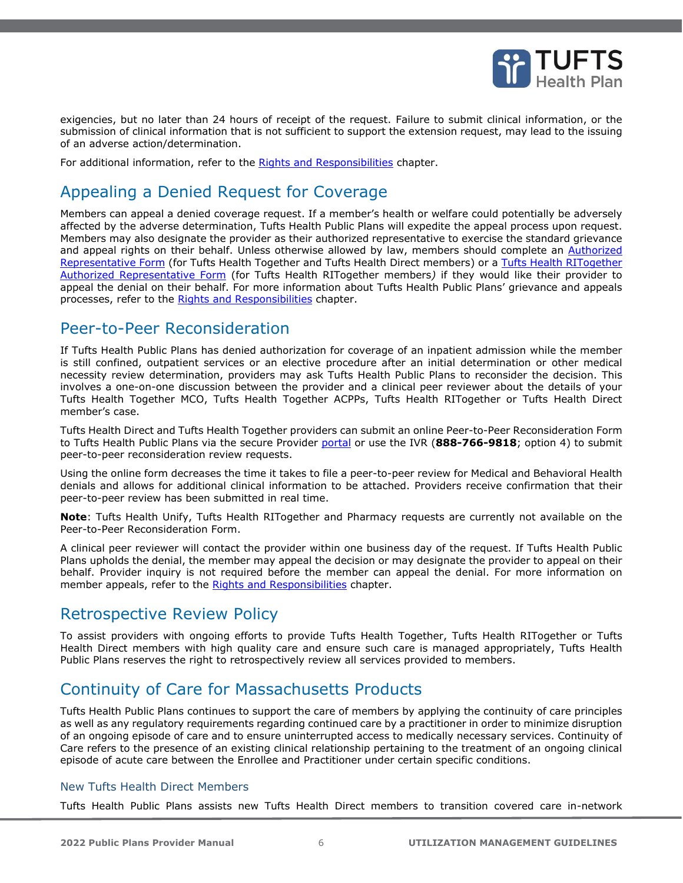exigencies, but no later than 24 hours of receipt of the request. Failure to submit clinical information, or the submission of clinical information that is not sufficient to support the extension request, may lead to the issuing of an adverse action/determination.

For additional information, refer to the Rights and Responsibilities chapter.

## Appealing a Denied Request for Coverage

Members can appeal a denied coverage request. If a member's health or welfare could potentially be adversely affected by the adverse determination, Tufts Health Public Plans will expedite the appeal process upon request. Members may also designate the provider as their authorized representative to exercise the standard grievance and appeal rights on their behalf. Unless otherwise allowed by law, members should complete an Authorized Representative Form (for Tufts Health Together and Tufts Health Direct members) or a Tufts Health RITogether Authorized Representative Form (for Tufts Health RITogether members*)* if they would like their provider to appeal the denial on their behalf. For more information about Tufts Health Public Plans' grievance and appeals processes, refer to the Rights and Responsibilities chapter.

## Peer-to-Peer Reconsideration

If Tufts Health Public Plans has denied authorization for coverage of an inpatient admission while the member is still confined, outpatient services or an elective procedure after an initial determination or other medical necessity review determination, providers may ask Tufts Health Public Plans to reconsider the decision. This involves a one-on-one discussion between the provider and a clinical peer reviewer about the details of your Tufts Health Together MCO, Tufts Health Together ACPPs, Tufts Health RITogether or Tufts Health Direct member's case.

Tufts Health Direct and Tufts Health Together providers can submit an online Peer-to-Peer Reconsideration Form to Tufts Health Public Plans via the secure Provider portal or use the IVR (**888-766-9818**; option 4) to submit peer-to-peer reconsideration review requests.

Using the online form decreases the time it takes to file a peer-to-peer review for Medical and Behavioral Health denials and allows for additional clinical information to be attached. Providers receive confirmation that their peer-to-peer review has been submitted in real time.

**Note**: Tufts Health Unify, Tufts Health RITogether and Pharmacy requests are currently not available on the Peer-to-Peer Reconsideration Form.

A clinical peer reviewer will contact the provider within one business day of the request. If Tufts Health Public Plans upholds the denial, the member may appeal the decision or may designate the provider to appeal on their behalf. Provider inquiry is not required before the member can appeal the denial. For more information on member appeals, refer to the Rights and Responsibilities chapter.

## Retrospective Review Policy

To assist providers with ongoing efforts to provide Tufts Health Together, Tufts Health RITogether or Tufts Health Direct members with high quality care and ensure such care is managed appropriately, Tufts Health Public Plans reserves the right to retrospectively review all services provided to members.

## Continuity of Care for Massachusetts Products

Tufts Health Public Plans continues to support the care of members by applying the continuity of care principles as well as any regulatory requirements regarding continued care by a practitioner in order to minimize disruption of an ongoing episode of care and to ensure uninterrupted access to medically necessary services. Continuity of Care refers to the presence of an existing clinical relationship pertaining to the treatment of an ongoing clinical episode of acute care between the Enrollee and Practitioner under certain specific conditions.

### New Tufts Health Direct Members

Tufts Health Public Plans assists new Tufts Health Direct members to transition covered care in-network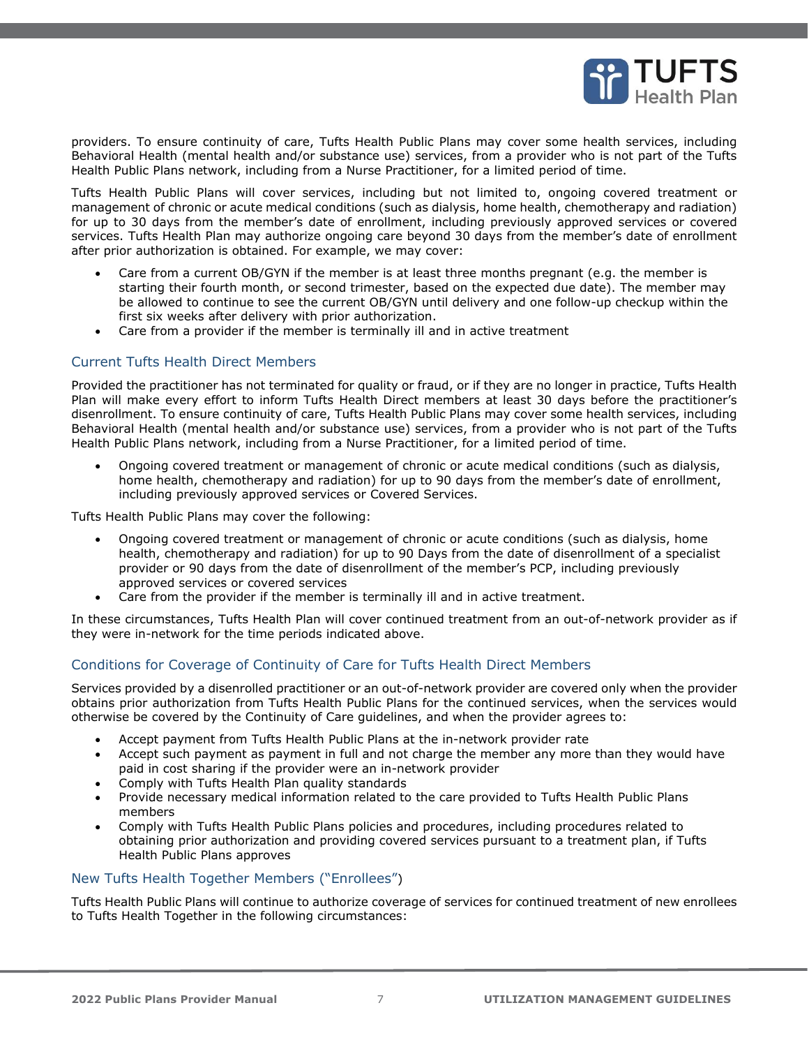providers. To ensure continuity of care, Tufts Health Public Plans may cover some health services, including Behavioral Health (mental health and/or substance use) services, from a provider who is not part of the Tufts Health Public Plans network, including from a Nurse Practitioner, for a limited period of time.

Tufts Health Public Plans will cover services, including but not limited to, ongoing covered treatment or management of chronic or acute medical conditions (such as dialysis, home health, chemotherapy and radiation) for up to 30 days from the member's date of enrollment, including previously approved services or covered services. Tufts Health Plan may authorize ongoing care beyond 30 days from the member's date of enrollment after prior authorization is obtained. For example, we may cover:

- Care from a current OB/GYN if the member is at least three months pregnant (e.g. the member is starting their fourth month, or second trimester, based on the expected due date). The member may be allowed to continue to see the current OB/GYN until delivery and one follow-up checkup within the first six weeks after delivery with prior authorization.
- Care from a provider if the member is terminally ill and in active treatment

### Current Tufts Health Direct Members

Provided the practitioner has not terminated for quality or fraud, or if they are no longer in practice, Tufts Health Plan will make every effort to inform Tufts Health Direct members at least 30 days before the practitioner's disenrollment. To ensure continuity of care, Tufts Health Public Plans may cover some health services, including Behavioral Health (mental health and/or substance use) services, from a provider who is not part of the Tufts Health Public Plans network, including from a Nurse Practitioner, for a limited period of time.

- Ongoing covered treatment or management of chronic or acute medical conditions (such as dialysis, home health, chemotherapy and radiation) for up to 90 days from the member's date of enrollment, including previously approved services or Covered Services.

Tufts Health Public Plans may cover the following:

- Ongoing covered treatment or management of chronic or acute conditions (such as dialysis, home health, chemotherapy and radiation) for up to 90 Days from the date of disenrollment of a specialist provider or 90 days from the date of disenrollment of the member's PCP, including previously approved services or covered services
- Care from the provider if the member is terminally ill and in active treatment.

In these circumstances, Tufts Health Plan will cover continued treatment from an out-of-network provider as if they were in-network for the time periods indicated above.

### Conditions for Coverage of Continuity of Care for Tufts Health Direct Members

Services provided by a disenrolled practitioner or an out-of-network provider are covered only when the provider obtains prior authorization from Tufts Health Public Plans for the continued services, when the services would otherwise be covered by the Continuity of Care guidelines, and when the provider agrees to:

- Accept payment from Tufts Health Public Plans at the in-network provider rate
- Accept such payment as payment in full and not charge the member any more than they would have paid in cost sharing if the provider were an in-network provider
- Comply with Tufts Health Plan quality standards
- Provide necessary medical information related to the care provided to Tufts Health Public Plans members
- Comply with Tufts Health Public Plans policies and procedures, including procedures related to obtaining prior authorization and providing covered services pursuant to a treatment plan, if Tufts Health Public Plans approves

### New Tufts Health Together Members ("Enrollees")

Tufts Health Public Plans will continue to authorize coverage of services for continued treatment of new enrollees to Tufts Health Together in the following circumstances: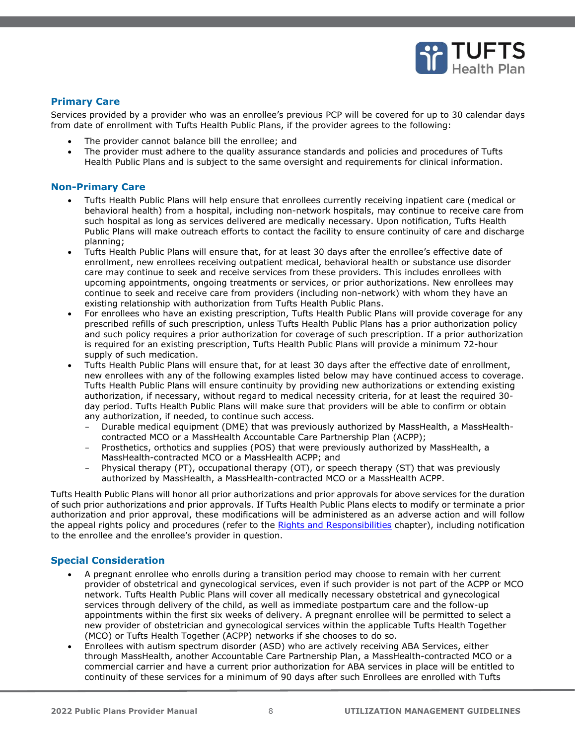## Primary Care

Services provided by a provider who was an enrollee's previous PCP will be covered for up to 30 calendar days from date of enrollment with Tufts Health Public Plans, if the provider agrees to the following:

- The provider cannot balance bill the enrollee; and
- The provider must adhere to the quality assurance standards and policies and procedures of Tufts Health Public Plans and is subject to the same oversight and requirements for clinical information.

## Non-Primary Care

- Tufts Health Public Plans will help ensure that enrollees currently receiving inpatient care (medical or behavioral health) from a hospital, including non-network hospitals, may continue to receive care from such hospital as long as services delivered are medically necessary. Upon notification, Tufts Health Public Plans will make outreach efforts to contact the facility to ensure continuity of care and discharge planning;
- Tufts Health Public Plans will ensure that, for at least 30 days after the enrollee's effective date of enrollment, new enrollees receiving outpatient medical, behavioral health or substance use disorder care may continue to seek and receive services from these providers. This includes enrollees with upcoming appointments, ongoing treatments or services, or prior authorizations. New enrollees may continue to seek and receive care from providers (including non-network) with whom they have an existing relationship with authorization from Tufts Health Public Plans.
- For enrollees who have an existing prescription, Tufts Health Public Plans will provide coverage for any prescribed refills of such prescription, unless Tufts Health Public Plans has a prior authorization policy and such policy requires a prior authorization for coverage of such prescription. If a prior authorization is required for an existing prescription, Tufts Health Public Plans will provide a minimum 72-hour supply of such medication.
- Tufts Health Public Plans will ensure that, for at least 30 days after the effective date of enrollment, new enrollees with any of the following examples listed below may have continued access to coverage. Tufts Health Public Plans will ensure continuity by providing new authorizations or extending existing authorization, if necessary, without regard to medical necessity criteria, for at least the required 30-day period. Tufts Health Public Plans will make sure that providers will be able to confirm or obtain any authorization, if needed, to continue such access.
  - Durable medical equipment (DME) that was previously authorized by MassHealth, a MassHealth-contracted MCO or a MassHealth Accountable Care Partnership Plan (ACPP);
  - Prosthetics, orthotics and supplies (POS) that were previously authorized by MassHealth, a MassHealth-contracted MCO or a MassHealth ACPP; and
  - Physical therapy (PT), occupational therapy (OT), or speech therapy (ST) that was previously authorized by MassHealth, a MassHealth-contracted MCO or a MassHealth ACPP.

Tufts Health Public Plans will honor all prior authorizations and prior approvals for above services for the duration of such prior authorizations and prior approvals. If Tufts Health Public Plans elects to modify or terminate a prior authorization and prior approval, these modifications will be administered as an adverse action and will follow the appeal rights policy and procedures (refer to the [Rights and Responsibilities] chapter), including notification to the enrollee and the enrollee's provider in question.

## Special Consideration

- A pregnant enrollee who enrolls during a transition period may choose to remain with her current provider of obstetrical and gynecological services, even if such provider is not part of the ACPP or MCO network. Tufts Health Public Plans will cover all medically necessary obstetrical and gynecological services through delivery of the child, as well as immediate postpartum care and the follow-up appointments within the first six weeks of delivery. A pregnant enrollee will be permitted to select a new provider of obstetrician and gynecological services within the applicable Tufts Health Together (MCO) or Tufts Health Together (ACPP) networks if she chooses to do so.
- Enrollees with autism spectrum disorder (ASD) who are actively receiving ABA Services, either through MassHealth, another Accountable Care Partnership Plan, a MassHealth-contracted MCO or a commercial carrier and have a current prior authorization for ABA services in place will be entitled to continuity of these services for a minimum of 90 days after such Enrollees are enrolled with Tufts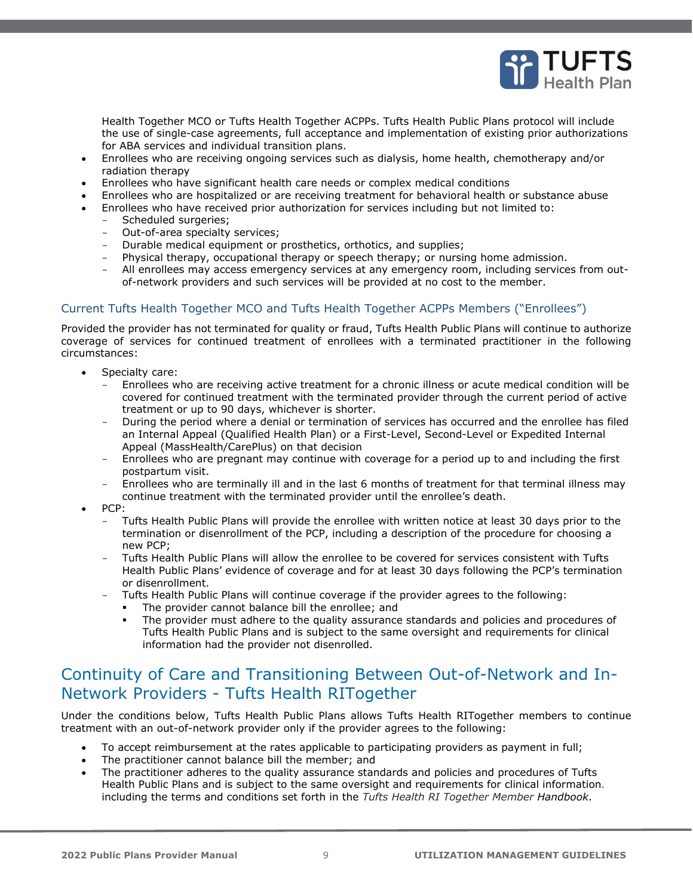Health Together MCO or Tufts Health Together ACPPs. Tufts Health Public Plans protocol will include the use of single-case agreements, full acceptance and implementation of existing prior authorizations for ABA services and individual transition plans.

- Enrollees who are receiving ongoing services such as dialysis, home health, chemotherapy and/or radiation therapy
- Enrollees who have significant health care needs or complex medical conditions
- Enrollees who are hospitalized or are receiving treatment for behavioral health or substance abuse
- Enrollees who have received prior authorization for services including but not limited to:
  - Scheduled surgeries;
  - Out-of-area specialty services;
  - Durable medical equipment or prosthetics, orthotics, and supplies;
  - Physical therapy, occupational therapy or speech therapy; or nursing home admission.
  - All enrollees may access emergency services at any emergency room, including services from out-of-network providers and such services will be provided at no cost to the member.

### Current Tufts Health Together MCO and Tufts Health Together ACPPs Members ("Enrollees")

Provided the provider has not terminated for quality or fraud, Tufts Health Public Plans will continue to authorize coverage of services for continued treatment of enrollees with a terminated practitioner in the following circumstances:

- Specialty care:
  - Enrollees who are receiving active treatment for a chronic illness or acute medical condition will be covered for continued treatment with the terminated provider through the current period of active treatment or up to 90 days, whichever is shorter.
  - During the period where a denial or termination of services has occurred and the enrollee has filed an Internal Appeal (Qualified Health Plan) or a First-Level, Second-Level or Expedited Internal Appeal (MassHealth/CarePlus) on that decision
  - Enrollees who are pregnant may continue with coverage for a period up to and including the first postpartum visit.
  - Enrollees who are terminally ill and in the last 6 months of treatment for that terminal illness may continue treatment with the terminated provider until the enrollee's death.
- PCP:
  - Tufts Health Public Plans will provide the enrollee with written notice at least 30 days prior to the termination or disenrollment of the PCP, including a description of the procedure for choosing a new PCP;
  - Tufts Health Public Plans will allow the enrollee to be covered for services consistent with Tufts Health Public Plans' evidence of coverage and for at least 30 days following the PCP's termination or disenrollment.
  - Tufts Health Public Plans will continue coverage if the provider agrees to the following:
    - The provider cannot balance bill the enrollee; and
    - The provider must adhere to the quality assurance standards and policies and procedures of Tufts Health Public Plans and is subject to the same oversight and requirements for clinical information had the provider not disenrolled.

## Continuity of Care and Transitioning Between Out-of-Network and In-Network Providers - Tufts Health RITogether

Under the conditions below, Tufts Health Public Plans allows Tufts Health RITogether members to continue treatment with an out-of-network provider only if the provider agrees to the following:

- To accept reimbursement at the rates applicable to participating providers as payment in full;
- The practitioner cannot balance bill the member; and
- The practitioner adheres to the quality assurance standards and policies and procedures of Tufts Health Public Plans and is subject to the same oversight and requirements for clinical information. including the terms and conditions set forth in the *Tufts Health RI Together Member Handbook*.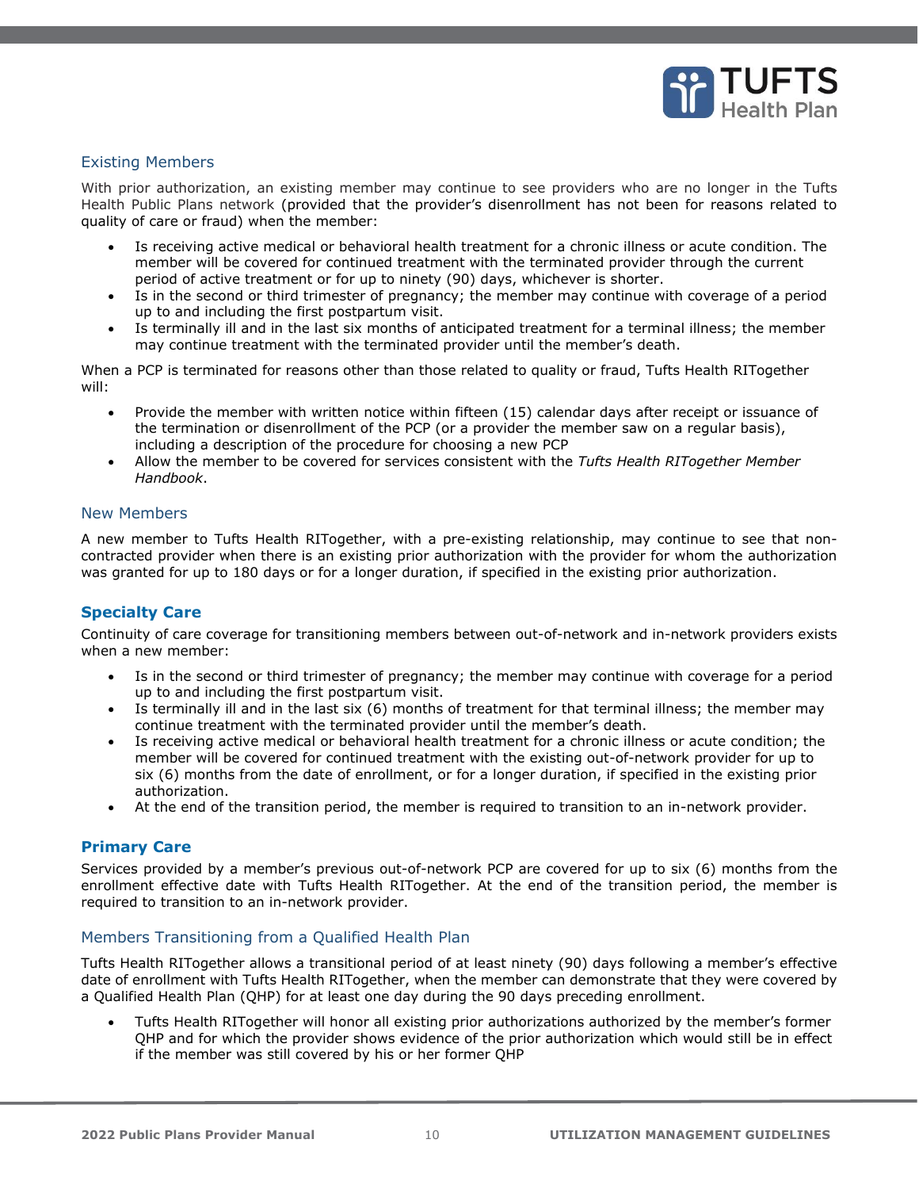### Existing Members

With prior authorization, an existing member may continue to see providers who are no longer in the Tufts Health Public Plans network (provided that the provider's disenrollment has not been for reasons related to quality of care or fraud) when the member:

- Is receiving active medical or behavioral health treatment for a chronic illness or acute condition. The member will be covered for continued treatment with the terminated provider through the current period of active treatment or for up to ninety (90) days, whichever is shorter.
- Is in the second or third trimester of pregnancy; the member may continue with coverage of a period up to and including the first postpartum visit.
- Is terminally ill and in the last six months of anticipated treatment for a terminal illness; the member may continue treatment with the terminated provider until the member's death.

When a PCP is terminated for reasons other than those related to quality or fraud, Tufts Health RITogether will:

- Provide the member with written notice within fifteen (15) calendar days after receipt or issuance of the termination or disenrollment of the PCP (or a provider the member saw on a regular basis), including a description of the procedure for choosing a new PCP
- Allow the member to be covered for services consistent with the *Tufts Health RITogether Member Handbook*.

### New Members

A new member to Tufts Health RITogether, with a pre-existing relationship, may continue to see that non-contracted provider when there is an existing prior authorization with the provider for whom the authorization was granted for up to 180 days or for a longer duration, if specified in the existing prior authorization.

#### Specialty Care

Continuity of care coverage for transitioning members between out-of-network and in-network providers exists when a new member:

- Is in the second or third trimester of pregnancy; the member may continue with coverage for a period up to and including the first postpartum visit.
- Is terminally ill and in the last six (6) months of treatment for that terminal illness; the member may continue treatment with the terminated provider until the member's death.
- Is receiving active medical or behavioral health treatment for a chronic illness or acute condition; the member will be covered for continued treatment with the existing out-of-network provider for up to six (6) months from the date of enrollment, or for a longer duration, if specified in the existing prior authorization.
- At the end of the transition period, the member is required to transition to an in-network provider.

#### Primary Care

Services provided by a member's previous out-of-network PCP are covered for up to six (6) months from the enrollment effective date with Tufts Health RITogether. At the end of the transition period, the member is required to transition to an in-network provider.

### Members Transitioning from a Qualified Health Plan

Tufts Health RITogether allows a transitional period of at least ninety (90) days following a member's effective date of enrollment with Tufts Health RITogether, when the member can demonstrate that they were covered by a Qualified Health Plan (QHP) for at least one day during the 90 days preceding enrollment.

- Tufts Health RITogether will honor all existing prior authorizations authorized by the member's former QHP and for which the provider shows evidence of the prior authorization which would still be in effect if the member was still covered by his or her former QHP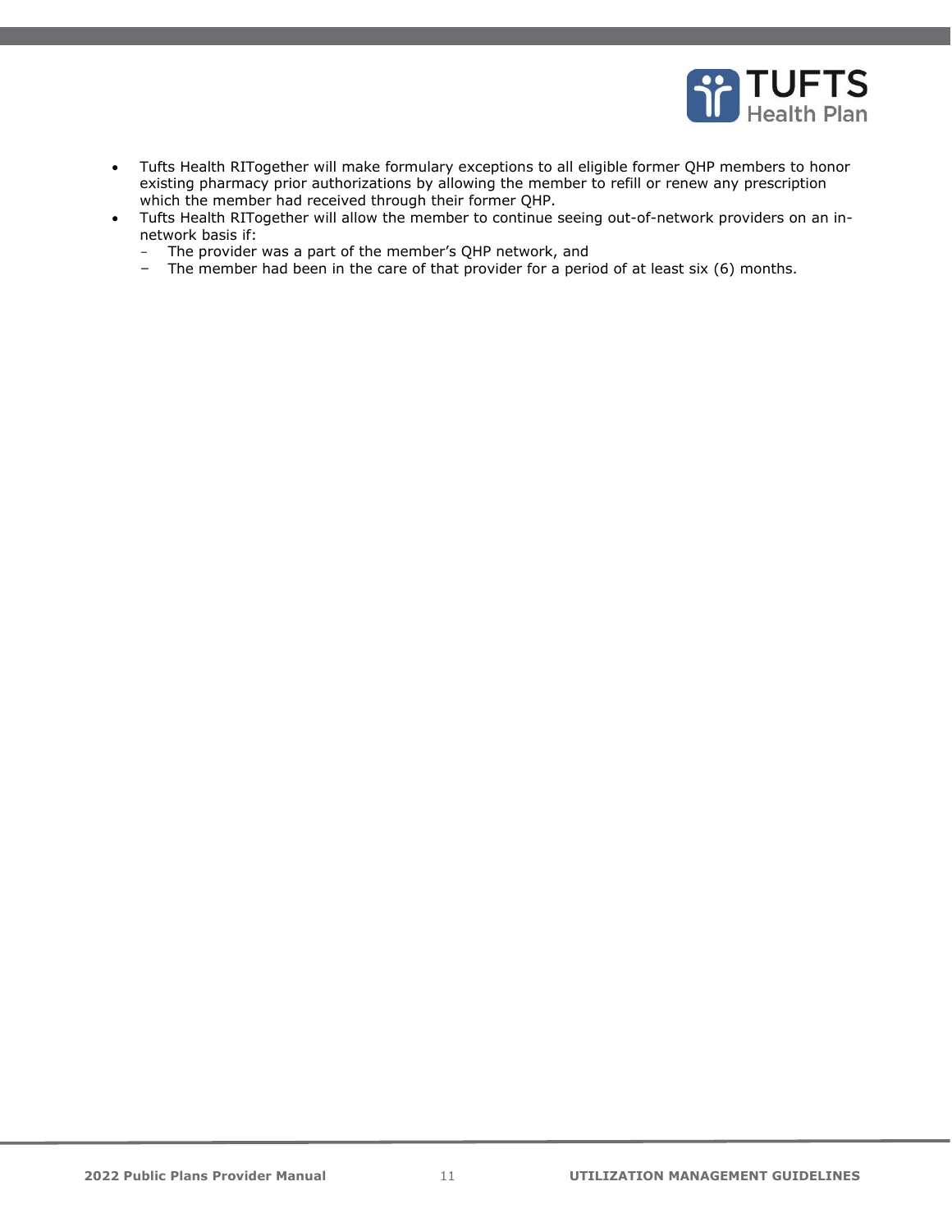- Tufts Health RITogether will make formulary exceptions to all eligible former QHP members to honor existing pharmacy prior authorizations by allowing the member to refill or renew any prescription which the member had received through their former QHP.
- Tufts Health RITogether will allow the member to continue seeing out-of-network providers on an in-network basis if:
  - The provider was a part of the member's QHP network, and
  - The member had been in the care of that provider for a period of at least six (6) months.